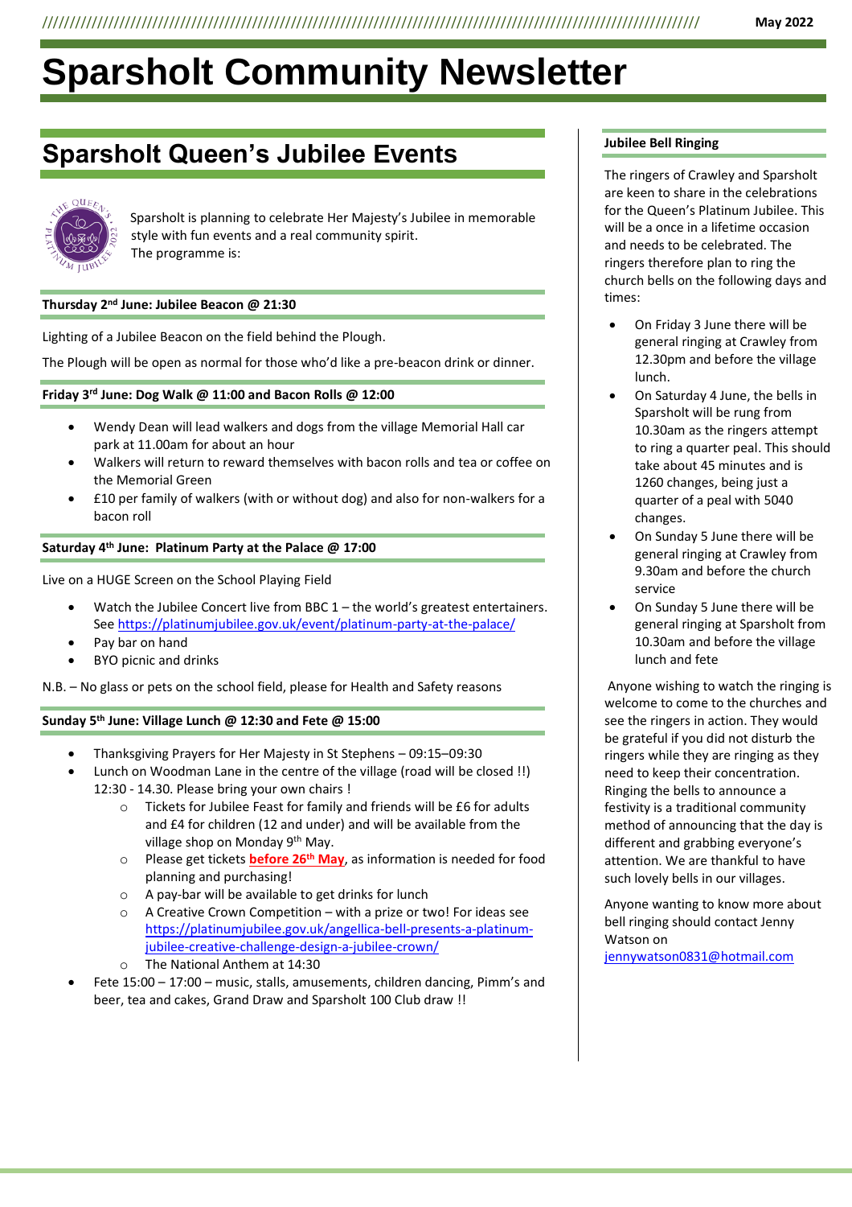May 2022

# Sparsholt Community Newsletter

## Sparsholt Queen's Jubilee Events

Sparsholt is planning to celebrate Her Majesty's Jubilee in memorable style with fun events and a real community spirit.
The programme is:

**Thursday 2nd June: Jubilee Beacon @ 21:30**

Lighting of a Jubilee Beacon on the field behind the Plough.

The Plough will be open as normal for those who'd like a pre-beacon drink or dinner.

**Friday 3rd June: Dog Walk @ 11:00 and Bacon Rolls @ 12:00**

- Wendy Dean will lead walkers and dogs from the village Memorial Hall car park at 11.00am for about an hour
- Walkers will return to reward themselves with bacon rolls and tea or coffee on the Memorial Green
- £10 per family of walkers (with or without dog) and also for non-walkers for a bacon roll

**Saturday 4th June: Platinum Party at the Palace @ 17:00**

Live on a HUGE Screen on the School Playing Field

- Watch the Jubilee Concert live from BBC 1 – the world's greatest entertainers. See https://platinumjubilee.gov.uk/event/platinum-party-at-the-palace/
- Pay bar on hand
- BYO picnic and drinks

N.B. – No glass or pets on the school field, please for Health and Safety reasons

**Sunday 5th June: Village Lunch @ 12:30 and Fete @ 15:00**

- Thanksgiving Prayers for Her Majesty in St Stephens – 09:15–09:30
- Lunch on Woodman Lane in the centre of the village (road will be closed !!) 12:30 - 14.30. Please bring your own chairs !
    - Tickets for Jubilee Feast for family and friends will be £6 for adults and £4 for children (12 and under) and will be available from the village shop on Monday 9th May.
    - Please get tickets **before 26th May**, as information is needed for food planning and purchasing!
    - A pay-bar will be available to get drinks for lunch
    - A Creative Crown Competition – with a prize or two! For ideas see https://platinumjubilee.gov.uk/angellica-bell-presents-a-platinum-jubilee-creative-challenge-design-a-jubilee-crown/
    - The National Anthem at 14:30
- Fete 15:00 – 17:00 – music, stalls, amusements, children dancing, Pimm's and beer, tea and cakes, Grand Draw and Sparsholt 100 Club draw !!

**Jubilee Bell Ringing**

The ringers of Crawley and Sparsholt are keen to share in the celebrations for the Queen's Platinum Jubilee. This will be a once in a lifetime occasion and needs to be celebrated. The ringers therefore plan to ring the church bells on the following days and times:

- On Friday 3 June there will be general ringing at Crawley from 12.30pm and before the village lunch.
- On Saturday 4 June, the bells in Sparsholt will be rung from 10.30am as the ringers attempt to ring a quarter peal. This should take about 45 minutes and is 1260 changes, being just a quarter of a peal with 5040 changes.
- On Sunday 5 June there will be general ringing at Crawley from 9.30am and before the church service
- On Sunday 5 June there will be general ringing at Sparsholt from 10.30am and before the village lunch and fete

Anyone wishing to watch the ringing is welcome to come to the churches and see the ringers in action. They would be grateful if you did not disturb the ringers while they are ringing as they need to keep their concentration. Ringing the bells to announce a festivity is a traditional community method of announcing that the day is different and grabbing everyone's attention. We are thankful to have such lovely bells in our villages.

Anyone wanting to know more about bell ringing should contact Jenny Watson on jennywatson0831@hotmail.com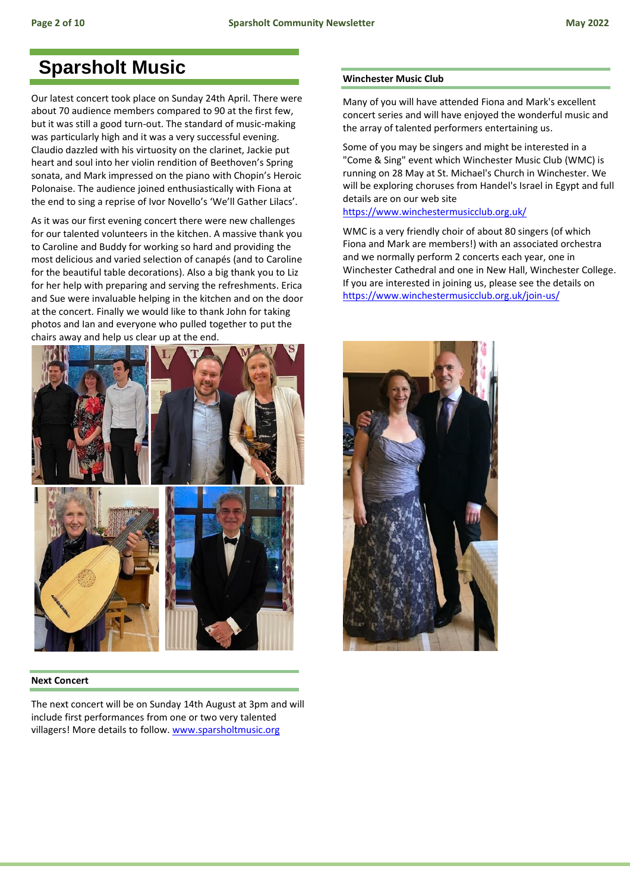# Sparsholt Music

Our latest concert took place on Sunday 24th April. There were about 70 audience members compared to 90 at the first few, but it was still a good turn-out. The standard of music-making was particularly high and it was a very successful evening. Claudio dazzled with his virtuosity on the clarinet, Jackie put heart and soul into her violin rendition of Beethoven's Spring sonata, and Mark impressed on the piano with Chopin's Heroic Polonaise. The audience joined enthusiastically with Fiona at the end to sing a reprise of Ivor Novello's 'We'll Gather Lilacs'.

As it was our first evening concert there were new challenges for our talented volunteers in the kitchen. A massive thank you to Caroline and Buddy for working so hard and providing the most delicious and varied selection of canapés (and to Caroline for the beautiful table decorations). Also a big thank you to Liz for her help with preparing and serving the refreshments. Erica and Sue were invaluable helping in the kitchen and on the door at the concert. Finally we would like to thank John for taking photos and Ian and everyone who pulled together to put the chairs away and help us clear up at the end.

### Next Concert

The next concert will be on Sunday 14th August at 3pm and will include first performances from one or two very talented villagers! More details to follow. www.sparsholtmusic.org

### Winchester Music Club

Many of you will have attended Fiona and Mark's excellent concert series and will have enjoyed the wonderful music and the array of talented performers entertaining us.

Some of you may be singers and might be interested in a "Come & Sing" event which Winchester Music Club (WMC) is running on 28 May at St. Michael's Church in Winchester. We will be exploring choruses from Handel's Israel in Egypt and full details are on our web site https://www.winchestermusicclub.org.uk/

WMC is a very friendly choir of about 80 singers (of which Fiona and Mark are members!) with an associated orchestra and we normally perform 2 concerts each year, one in Winchester Cathedral and one in New Hall, Winchester College. If you are interested in joining us, please see the details on https://www.winchestermusicclub.org.uk/join-us/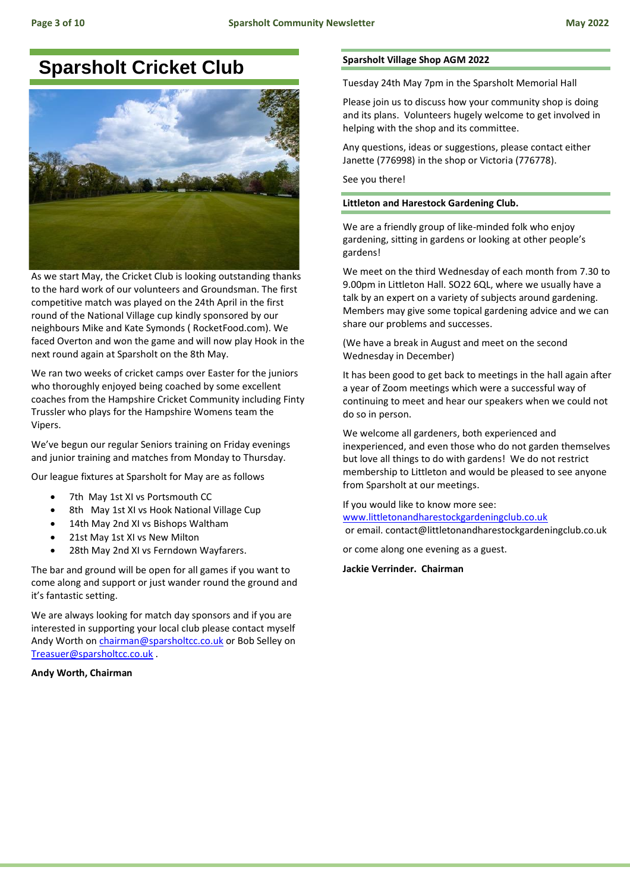# Sparsholt Cricket Club

As we start May, the Cricket Club is looking outstanding thanks to the hard work of our volunteers and Groundsman. The first competitive match was played on the 24th April in the first round of the National Village cup kindly sponsored by our neighbours Mike and Kate Symonds ( RocketFood.com). We faced Overton and won the game and will now play Hook in the next round again at Sparsholt on the 8th May.

We ran two weeks of cricket camps over Easter for the juniors who thoroughly enjoyed being coached by some excellent coaches from the Hampshire Cricket Community including Finty Trussler who plays for the Hampshire Womens team the Vipers.

We've begun our regular Seniors training on Friday evenings and junior training and matches from Monday to Thursday.

Our league fixtures at Sparsholt for May are as follows

- 7th May 1st XI vs Portsmouth CC
- 8th May 1st XI vs Hook National Village Cup
- 14th May 2nd XI vs Bishops Waltham
- 21st May 1st XI vs New Milton
- 28th May 2nd XI vs Ferndown Wayfarers.

The bar and ground will be open for all games if you want to come along and support or just wander round the ground and it's fantastic setting.

We are always looking for match day sponsors and if you are interested in supporting your local club please contact myself Andy Worth on chairman@sparsholtcc.co.uk or Bob Selley on Treasuer@sparsholtcc.co.uk .

**Andy Worth, Chairman**

### Sparsholt Village Shop AGM 2022

Tuesday 24th May 7pm in the Sparsholt Memorial Hall

Please join us to discuss how your community shop is doing and its plans. Volunteers hugely welcome to get involved in helping with the shop and its committee.

Any questions, ideas or suggestions, please contact either Janette (776998) in the shop or Victoria (776778).

See you there!

### Littleton and Harestock Gardening Club.

We are a friendly group of like-minded folk who enjoy gardening, sitting in gardens or looking at other people's gardens!

We meet on the third Wednesday of each month from 7.30 to 9.00pm in Littleton Hall. SO22 6QL, where we usually have a talk by an expert on a variety of subjects around gardening. Members may give some topical gardening advice and we can share our problems and successes.

(We have a break in August and meet on the second Wednesday in December)

It has been good to get back to meetings in the hall again after a year of Zoom meetings which were a successful way of continuing to meet and hear our speakers when we could not do so in person.

We welcome all gardeners, both experienced and inexperienced, and even those who do not garden themselves but love all things to do with gardens! We do not restrict membership to Littleton and would be pleased to see anyone from Sparsholt at our meetings.

If you would like to know more see:
www.littletonandharestockgardeningclub.co.uk
or email. contact@littletonandharestockgardeningclub.co.uk

or come along one evening as a guest.

**Jackie Verrinder. Chairman**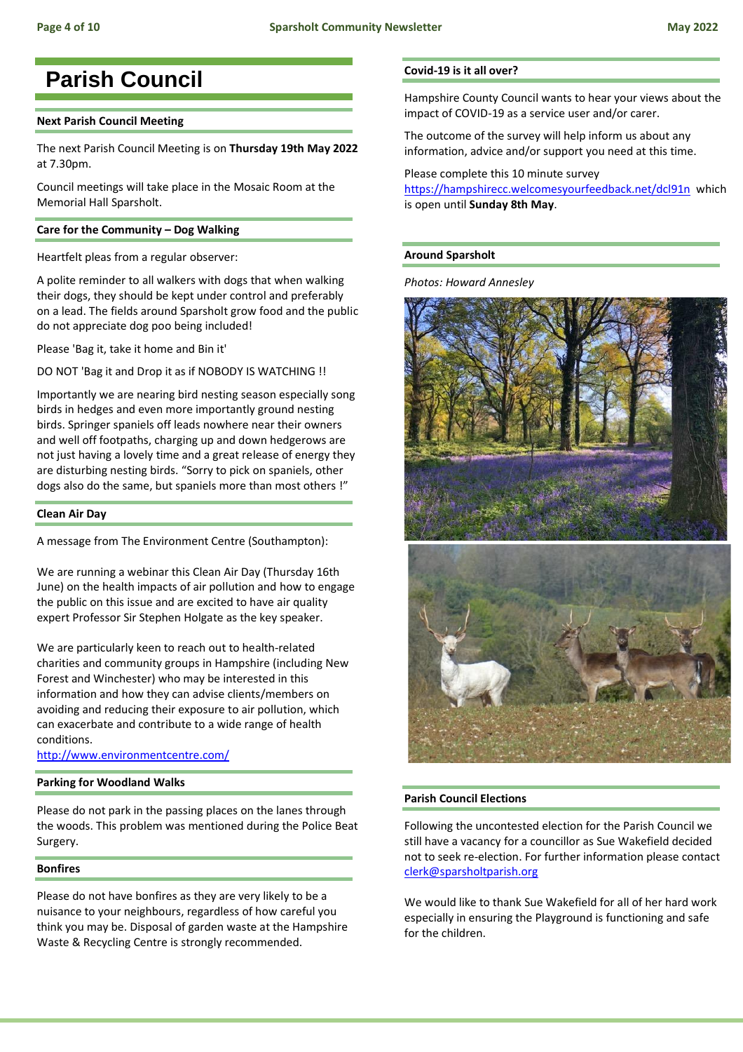# Parish Council

### Next Parish Council Meeting

The next Parish Council Meeting is on **Thursday 19th May 2022** at 7.30pm.

Council meetings will take place in the Mosaic Room at the Memorial Hall Sparsholt.

### Care for the Community – Dog Walking

Heartfelt pleas from a regular observer:

A polite reminder to all walkers with dogs that when walking their dogs, they should be kept under control and preferably on a lead. The fields around Sparsholt grow food and the public do not appreciate dog poo being included!

Please 'Bag it, take it home and Bin it'

DO NOT 'Bag it and Drop it as if NOBODY IS WATCHING !!

Importantly we are nearing bird nesting season especially song birds in hedges and even more importantly ground nesting birds. Springer spaniels off leads nowhere near their owners and well off footpaths, charging up and down hedgerows are not just having a lovely time and a great release of energy they are disturbing nesting birds. "Sorry to pick on spaniels, other dogs also do the same, but spaniels more than most others !"

### Clean Air Day

A message from The Environment Centre (Southampton):

We are running a webinar this Clean Air Day (Thursday 16th June) on the health impacts of air pollution and how to engage the public on this issue and are excited to have air quality expert Professor Sir Stephen Holgate as the key speaker.

We are particularly keen to reach out to health-related charities and community groups in Hampshire (including New Forest and Winchester) who may be interested in this information and how they can advise clients/members on avoiding and reducing their exposure to air pollution, which can exacerbate and contribute to a wide range of health conditions.
http://www.environmentcentre.com/

### Parking for Woodland Walks

Please do not park in the passing places on the lanes through the woods. This problem was mentioned during the Police Beat Surgery.

### Bonfires

Please do not have bonfires as they are very likely to be a nuisance to your neighbours, regardless of how careful you think you may be. Disposal of garden waste at the Hampshire Waste & Recycling Centre is strongly recommended.

### Covid-19 is it all over?

Hampshire County Council wants to hear your views about the impact of COVID-19 as a service user and/or carer.

The outcome of the survey will help inform us about any information, advice and/or support you need at this time.

Please complete this 10 minute survey https://hampshirecc.welcomesyourfeedback.net/dcl91n which is open until **Sunday 8th May**.

### Around Sparsholt

*Photos: Howard Annesley*

### Parish Council Elections

Following the uncontested election for the Parish Council we still have a vacancy for a councillor as Sue Wakefield decided not to seek re-election. For further information please contact clerk@sparsholtparish.org

We would like to thank Sue Wakefield for all of her hard work especially in ensuring the Playground is functioning and safe for the children.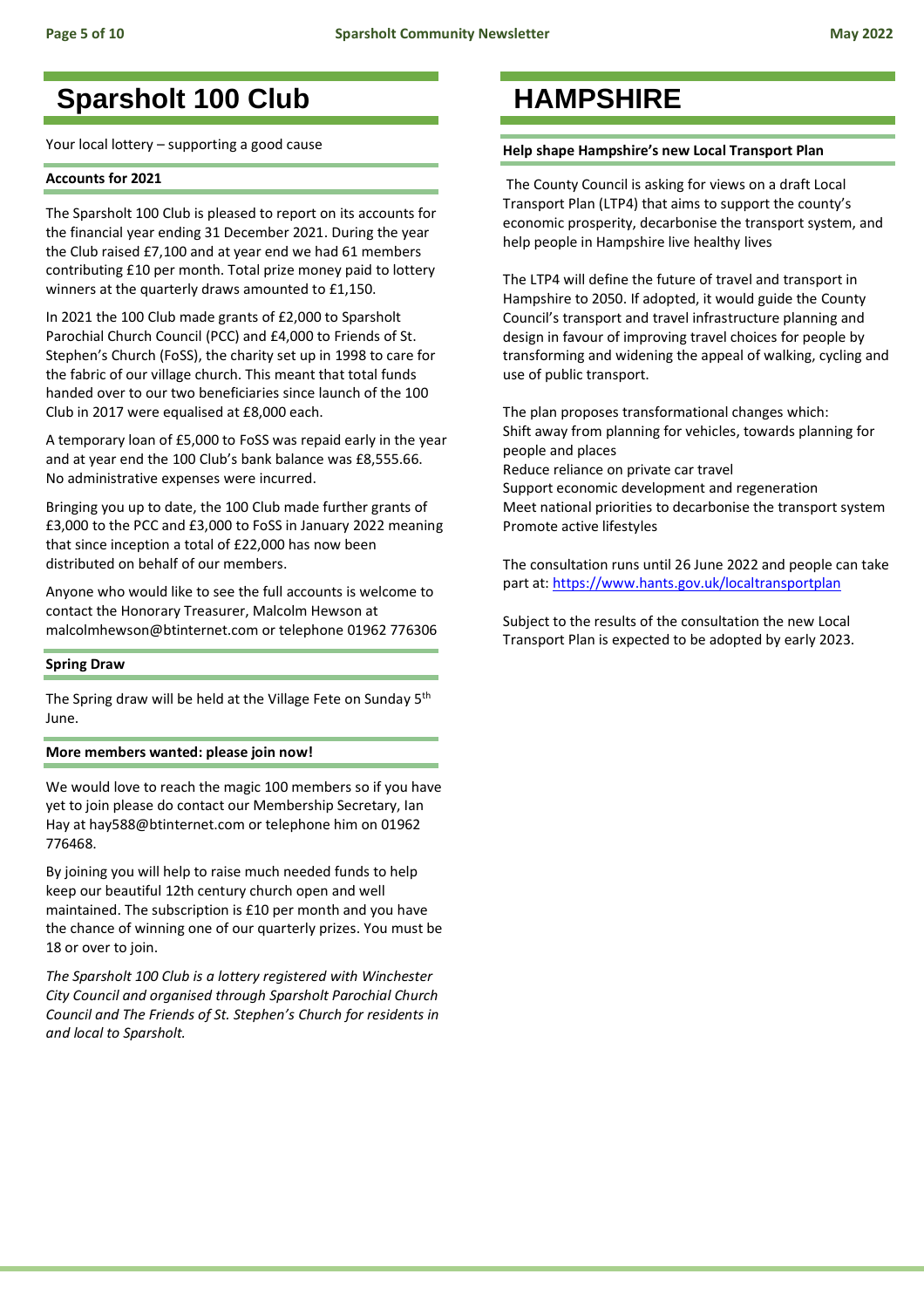# Sparsholt 100 Club

Your local lottery – supporting a good cause

### Accounts for 2021

The Sparsholt 100 Club is pleased to report on its accounts for the financial year ending 31 December 2021. During the year the Club raised £7,100 and at year end we had 61 members contributing £10 per month. Total prize money paid to lottery winners at the quarterly draws amounted to £1,150.

In 2021 the 100 Club made grants of £2,000 to Sparsholt Parochial Church Council (PCC) and £4,000 to Friends of St. Stephen's Church (FoSS), the charity set up in 1998 to care for the fabric of our village church. This meant that total funds handed over to our two beneficiaries since launch of the 100 Club in 2017 were equalised at £8,000 each.

A temporary loan of £5,000 to FoSS was repaid early in the year and at year end the 100 Club's bank balance was £8,555.66. No administrative expenses were incurred.

Bringing you up to date, the 100 Club made further grants of £3,000 to the PCC and £3,000 to FoSS in January 2022 meaning that since inception a total of £22,000 has now been distributed on behalf of our members.

Anyone who would like to see the full accounts is welcome to contact the Honorary Treasurer, Malcolm Hewson at malcolmhewson@btinternet.com or telephone 01962 776306

### Spring Draw

The Spring draw will be held at the Village Fete on Sunday 5th June.

### More members wanted: please join now!

We would love to reach the magic 100 members so if you have yet to join please do contact our Membership Secretary, Ian Hay at hay588@btinternet.com or telephone him on 01962 776468.

By joining you will help to raise much needed funds to help keep our beautiful 12th century church open and well maintained. The subscription is £10 per month and you have the chance of winning one of our quarterly prizes. You must be 18 or over to join.

*The Sparsholt 100 Club is a lottery registered with Winchester City Council and organised through Sparsholt Parochial Church Council and The Friends of St. Stephen's Church for residents in and local to Sparsholt.*

# HAMPSHIRE

### Help shape Hampshire's new Local Transport Plan

The County Council is asking for views on a draft Local Transport Plan (LTP4) that aims to support the county's economic prosperity, decarbonise the transport system, and help people in Hampshire live healthy lives

The LTP4 will define the future of travel and transport in Hampshire to 2050. If adopted, it would guide the County Council's transport and travel infrastructure planning and design in favour of improving travel choices for people by transforming and widening the appeal of walking, cycling and use of public transport.

The plan proposes transformational changes which:
Shift away from planning for vehicles, towards planning for people and places
Reduce reliance on private car travel
Support economic development and regeneration
Meet national priorities to decarbonise the transport system
Promote active lifestyles

The consultation runs until 26 June 2022 and people can take part at: https://www.hants.gov.uk/localtransportplan

Subject to the results of the consultation the new Local Transport Plan is expected to be adopted by early 2023.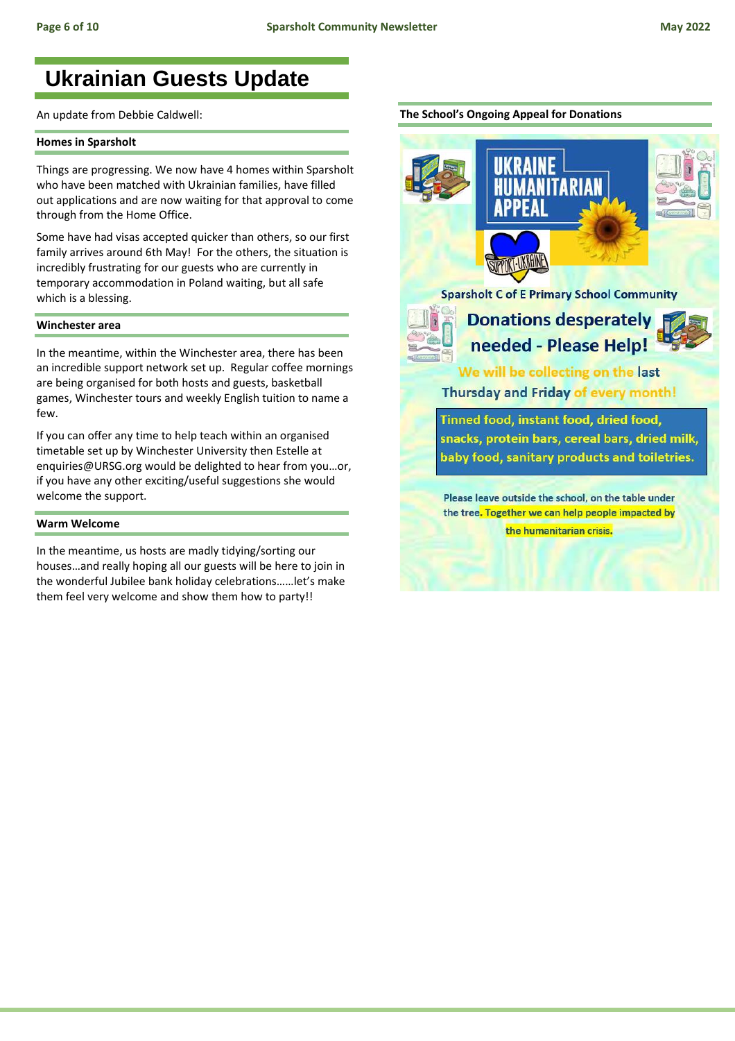# Ukrainian Guests Update

An update from Debbie Caldwell:

### Homes in Sparsholt

Things are progressing. We now have 4 homes within Sparsholt who have been matched with Ukrainian families, have filled out applications and are now waiting for that approval to come through from the Home Office.

Some have had visas accepted quicker than others, so our first family arrives around 6th May! For the others, the situation is incredibly frustrating for our guests who are currently in temporary accommodation in Poland waiting, but all safe which is a blessing.

### Winchester area

In the meantime, within the Winchester area, there has been an incredible support network set up. Regular coffee mornings are being organised for both hosts and guests, basketball games, Winchester tours and weekly English tuition to name a few.

If you can offer any time to help teach within an organised timetable set up by Winchester University then Estelle at enquiries@URSG.org would be delighted to hear from you…or, if you have any other exciting/useful suggestions she would welcome the support.

### Warm Welcome

In the meantime, us hosts are madly tidying/sorting our houses…and really hoping all our guests will be here to join in the wonderful Jubilee bank holiday celebrations……let's make them feel very welcome and show them how to party!!

### The School's Ongoing Appeal for Donations

**UKRAINE HUMANITARIAN APPEAL**

SUPPORT UKRAINE

**Sparsholt C of E Primary School Community**

**Donations desperately needed - Please Help!**

**We will be collecting on the last Thursday and Friday of every month!**

**Tinned food, instant food, dried food, snacks, protein bars, cereal bars, dried milk, baby food, sanitary products and toiletries.**

Please leave outside the school, on the table under the tree. Together we can help people impacted by the humanitarian crisis.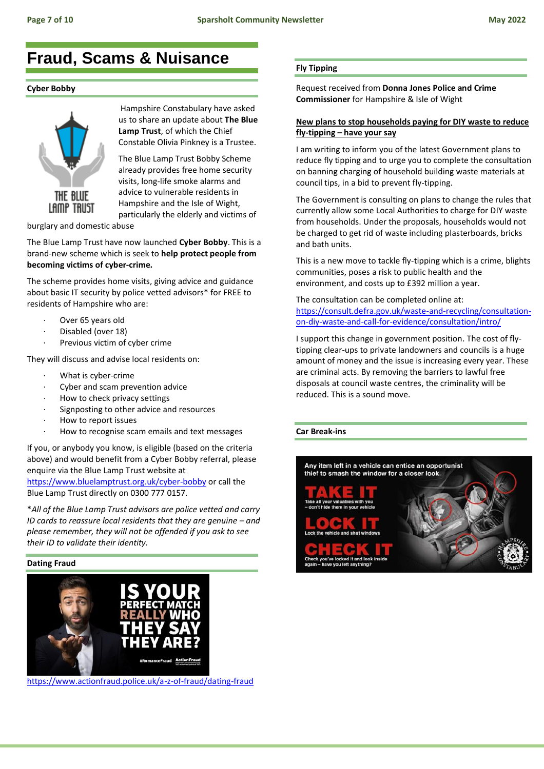# Fraud, Scams & Nuisance

## Cyber Bobby

Hampshire Constabulary have asked us to share an update about **The Blue Lamp Trust**, of which the Chief Constable Olivia Pinkney is a Trustee.

The Blue Lamp Trust Bobby Scheme already provides free home security visits, long-life smoke alarms and advice to vulnerable residents in Hampshire and the Isle of Wight, particularly the elderly and victims of burglary and domestic abuse

The Blue Lamp Trust have now launched **Cyber Bobby**. This is a brand-new scheme which is seek to **help protect people from becoming victims of cyber-crime.**

The scheme provides home visits, giving advice and guidance about basic IT security by police vetted advisors* for FREE to residents of Hampshire who are:

- Over 65 years old
- Disabled (over 18)
- Previous victim of cyber crime

They will discuss and advise local residents on:

- What is cyber-crime
- Cyber and scam prevention advice
- How to check privacy settings
- Signposting to other advice and resources
- How to report issues
- How to recognise scam emails and text messages

If you, or anybody you know, is eligible (based on the criteria above) and would benefit from a Cyber Bobby referral, please enquire via the Blue Lamp Trust website at https://www.bluelamptrust.org.uk/cyber-bobby or call the Blue Lamp Trust directly on 0300 777 0157.

*\*All of the Blue Lamp Trust advisors are police vetted and carry ID cards to reassure local residents that they are genuine – and please remember, they will not be offended if you ask to see their ID to validate their identity.*

## Dating Fraud

https://www.actionfraud.police.uk/a-z-of-fraud/dating-fraud

## Fly Tipping

Request received from **Donna Jones Police and Crime Commissioner** for Hampshire & Isle of Wight

**New plans to stop households paying for DIY waste to reduce fly-tipping – have your say**

I am writing to inform you of the latest Government plans to reduce fly tipping and to urge you to complete the consultation on banning charging of household building waste materials at council tips, in a bid to prevent fly-tipping.

The Government is consulting on plans to change the rules that currently allow some Local Authorities to charge for DIY waste from households. Under the proposals, households would not be charged to get rid of waste including plasterboards, bricks and bath units.

This is a new move to tackle fly-tipping which is a crime, blights communities, poses a risk to public health and the environment, and costs up to £392 million a year.

The consultation can be completed online at: https://consult.defra.gov.uk/waste-and-recycling/consultation-on-diy-waste-and-call-for-evidence/consultation/intro/

I support this change in government position. The cost of fly-tipping clear-ups to private landowners and councils is a huge amount of money and the issue is increasing every year. These are criminal acts. By removing the barriers to lawful free disposals at council waste centres, the criminality will be reduced. This is a sound move.

## Car Break-ins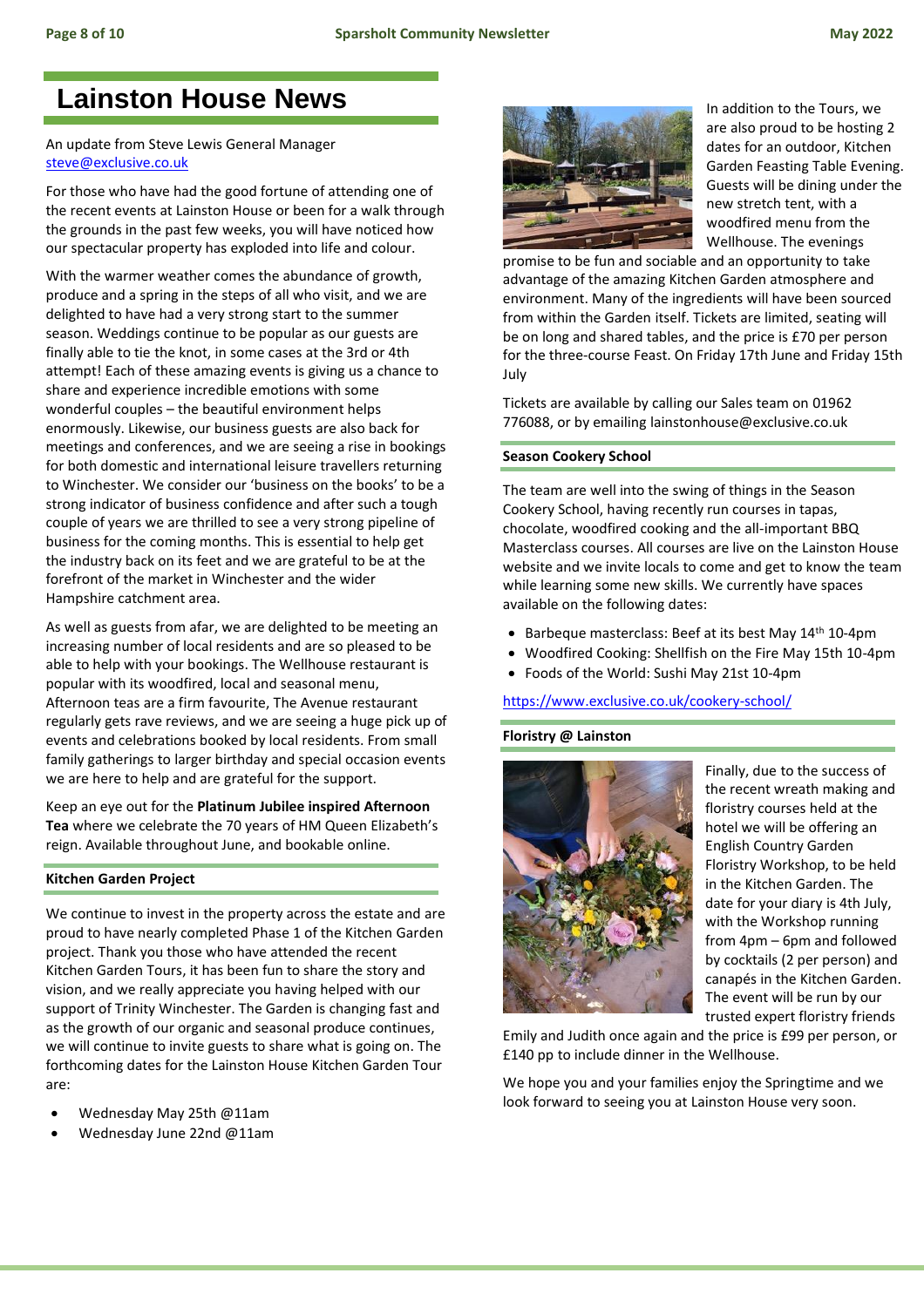# Lainston House News

An update from Steve Lewis General Manager
steve@exclusive.co.uk

For those who have had the good fortune of attending one of the recent events at Lainston House or been for a walk through the grounds in the past few weeks, you will have noticed how our spectacular property has exploded into life and colour.

With the warmer weather comes the abundance of growth, produce and a spring in the steps of all who visit, and we are delighted to have had a very strong start to the summer season. Weddings continue to be popular as our guests are finally able to tie the knot, in some cases at the 3rd or 4th attempt! Each of these amazing events is giving us a chance to share and experience incredible emotions with some wonderful couples – the beautiful environment helps enormously. Likewise, our business guests are also back for meetings and conferences, and we are seeing a rise in bookings for both domestic and international leisure travellers returning to Winchester. We consider our 'business on the books' to be a strong indicator of business confidence and after such a tough couple of years we are thrilled to see a very strong pipeline of business for the coming months. This is essential to help get the industry back on its feet and we are grateful to be at the forefront of the market in Winchester and the wider Hampshire catchment area.

As well as guests from afar, we are delighted to be meeting an increasing number of local residents and are so pleased to be able to help with your bookings. The Wellhouse restaurant is popular with its woodfired, local and seasonal menu, Afternoon teas are a firm favourite, The Avenue restaurant regularly gets rave reviews, and we are seeing a huge pick up of events and celebrations booked by local residents. From small family gatherings to larger birthday and special occasion events we are here to help and are grateful for the support.

Keep an eye out for the **Platinum Jubilee inspired Afternoon Tea** where we celebrate the 70 years of HM Queen Elizabeth's reign. Available throughout June, and bookable online.

### Kitchen Garden Project

We continue to invest in the property across the estate and are proud to have nearly completed Phase 1 of the Kitchen Garden project. Thank you those who have attended the recent Kitchen Garden Tours, it has been fun to share the story and vision, and we really appreciate you having helped with our support of Trinity Winchester. The Garden is changing fast and as the growth of our organic and seasonal produce continues, we will continue to invite guests to share what is going on. The forthcoming dates for the Lainston House Kitchen Garden Tour are:

- Wednesday May 25th @11am
- Wednesday June 22nd @11am

In addition to the Tours, we are also proud to be hosting 2 dates for an outdoor, Kitchen Garden Feasting Table Evening. Guests will be dining under the new stretch tent, with a woodfired menu from the Wellhouse. The evenings promise to be fun and sociable and an opportunity to take advantage of the amazing Kitchen Garden atmosphere and environment. Many of the ingredients will have been sourced from within the Garden itself. Tickets are limited, seating will be on long and shared tables, and the price is £70 per person for the three-course Feast. On Friday 17th June and Friday 15th July

Tickets are available by calling our Sales team on 01962 776088, or by emailing lainstonhouse@exclusive.co.uk

### Season Cookery School

The team are well into the swing of things in the Season Cookery School, having recently run courses in tapas, chocolate, woodfired cooking and the all-important BBQ Masterclass courses. All courses are live on the Lainston House website and we invite locals to come and get to know the team while learning some new skills. We currently have spaces available on the following dates:

- Barbeque masterclass: Beef at its best May 14th 10-4pm
- Woodfired Cooking: Shellfish on the Fire May 15th 10-4pm
- Foods of the World: Sushi May 21st 10-4pm

https://www.exclusive.co.uk/cookery-school/

### Floristry @ Lainston

Finally, due to the success of the recent wreath making and floristry courses held at the hotel we will be offering an English Country Garden Floristry Workshop, to be held in the Kitchen Garden. The date for your diary is 4th July, with the Workshop running from 4pm – 6pm and followed by cocktails (2 per person) and canapés in the Kitchen Garden. The event will be run by our trusted expert floristry friends Emily and Judith once again and the price is £99 per person, or £140 pp to include dinner in the Wellhouse.

We hope you and your families enjoy the Springtime and we look forward to seeing you at Lainston House very soon.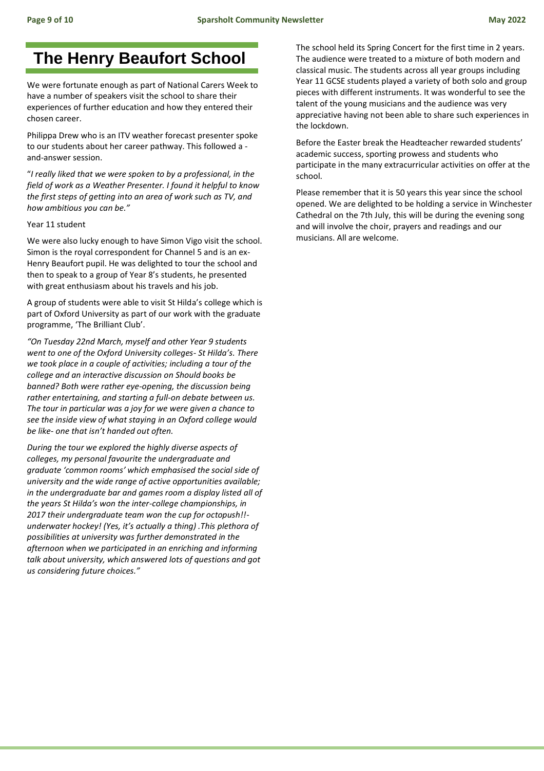# The Henry Beaufort School

We were fortunate enough as part of National Carers Week to have a number of speakers visit the school to share their experiences of further education and how they entered their chosen career.

Philippa Drew who is an ITV weather forecast presenter spoke to our students about her career pathway. This followed a -and-answer session.

"*I really liked that we were spoken to by a professional, in the field of work as a Weather Presenter. I found it helpful to know the first steps of getting into an area of work such as TV, and how ambitious you can be."*

Year 11 student

We were also lucky enough to have Simon Vigo visit the school. Simon is the royal correspondent for Channel 5 and is an ex-Henry Beaufort pupil. He was delighted to tour the school and then to speak to a group of Year 8's students, he presented with great enthusiasm about his travels and his job.

A group of students were able to visit St Hilda's college which is part of Oxford University as part of our work with the graduate programme, 'The Brilliant Club'.

*"On Tuesday 22nd March, myself and other Year 9 students went to one of the Oxford University colleges- St Hilda's. There we took place in a couple of activities; including a tour of the college and an interactive discussion on Should books be banned? Both were rather eye-opening, the discussion being rather entertaining, and starting a full-on debate between us. The tour in particular was a joy for we were given a chance to see the inside view of what staying in an Oxford college would be like- one that isn't handed out often.*

*During the tour we explored the highly diverse aspects of colleges, my personal favourite the undergraduate and graduate 'common rooms' which emphasised the social side of university and the wide range of active opportunities available; in the undergraduate bar and games room a display listed all of the years St Hilda's won the inter-college championships, in 2017 their undergraduate team won the cup for octopush!!- underwater hockey! (Yes, it's actually a thing) .This plethora of possibilities at university was further demonstrated in the afternoon when we participated in an enriching and informing talk about university, which answered lots of questions and got us considering future choices."*

The school held its Spring Concert for the first time in 2 years. The audience were treated to a mixture of both modern and classical music. The students across all year groups including Year 11 GCSE students played a variety of both solo and group pieces with different instruments. It was wonderful to see the talent of the young musicians and the audience was very appreciative having not been able to share such experiences in the lockdown.

Before the Easter break the Headteacher rewarded students' academic success, sporting prowess and students who participate in the many extracurricular activities on offer at the school.

Please remember that it is 50 years this year since the school opened. We are delighted to be holding a service in Winchester Cathedral on the 7th July, this will be during the evening song and will involve the choir, prayers and readings and our musicians. All are welcome.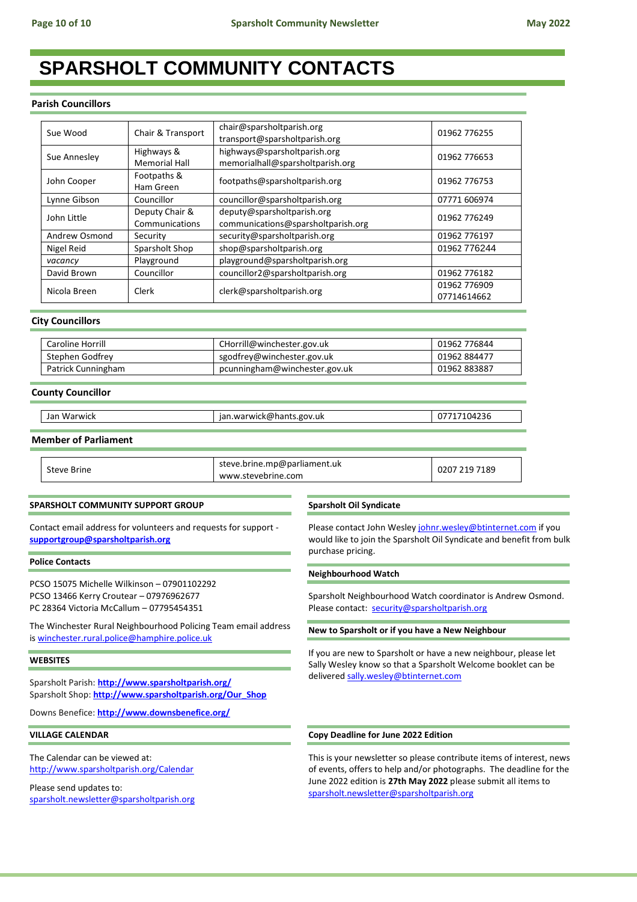# SPARSHOLT COMMUNITY CONTACTS

## Parish Councillors

| | | | |
|---|---|---|---|
| Sue Wood | Chair & Transport | chair@sparsholtparish.org transport@sparsholtparish.org | 01962 776255 |
| Sue Annesley | Highways & Memorial Hall | highways@sparsholtparish.org memorialhall@sparsholtparish.org | 01962 776653 |
| John Cooper | Footpaths & Ham Green | footpaths@sparsholtparish.org | 01962 776753 |
| Lynne Gibson | Councillor | councillor@sparsholtparish.org | 07771 606974 |
| John Little | Deputy Chair & Communications | deputy@sparsholtparish.org communications@sparsholtparish.org | 01962 776249 |
| Andrew Osmond | Security | security@sparsholtparish.org | 01962 776197 |
| Nigel Reid | Sparsholt Shop | shop@sparsholtparish.org | 01962 776244 |
| *vacancy* | Playground | playground@sparsholtparish.org | |
| David Brown | Councillor | councillor2@sparsholtparish.org | 01962 776182 |
| Nicola Breen | Clerk | clerk@sparsholtparish.org | 01962 776909 07714614662 |

## City Councillors

| | | |
|---|---|---|
| Caroline Horrill | CHorrill@winchester.gov.uk | 01962 776844 |
| Stephen Godfrey | sgodfrey@winchester.gov.uk | 01962 884477 |
| Patrick Cunningham | pcunningham@winchester.gov.uk | 01962 883887 |

## County Councillor

| | | |
|---|---|---|
| Jan Warwick | jan.warwick@hants.gov.uk | 07717104236 |

## Member of Parliament

| | | |
|---|---|---|
| Steve Brine | steve.brine.mp@parliament.uk www.stevebrine.com | 0207 219 7189 |

### SPARSHOLT COMMUNITY SUPPORT GROUP

Contact email address for volunteers and requests for support - **supportgroup@sparsholtparish.org**

### Police Contacts

PCSO 15075 Michelle Wilkinson – 07901102292
PCSO 13466 Kerry Croutear – 07976962677
PC 28364 Victoria McCallum – 07795454351

The Winchester Rural Neighbourhood Policing Team email address is winchester.rural.police@hamphire.police.uk

### WEBSITES

Sparsholt Parish: **http://www.sparsholtparish.org/**
Sparsholt Shop: **http://www.sparsholtparish.org/Our_Shop**

Downs Benefice: **http://www.downsbenefice.org/**

### VILLAGE CALENDAR

The Calendar can be viewed at:
http://www.sparsholtparish.org/Calendar

Please send updates to:
sparsholt.newsletter@sparsholtparish.org

### Sparsholt Oil Syndicate

Please contact John Wesley johnr.wesley@btinternet.com if you would like to join the Sparsholt Oil Syndicate and benefit from bulk purchase pricing.

### Neighbourhood Watch

Sparsholt Neighbourhood Watch coordinator is Andrew Osmond. Please contact: security@sparsholtparish.org

### New to Sparsholt or if you have a New Neighbour

If you are new to Sparsholt or have a new neighbour, please let Sally Wesley know so that a Sparsholt Welcome booklet can be delivered sally.wesley@btinternet.com

### Copy Deadline for June 2022 Edition

This is your newsletter so please contribute items of interest, news of events, offers to help and/or photographs. The deadline for the June 2022 edition is **27th May 2022** please submit all items to sparsholt.newsletter@sparsholtparish.org